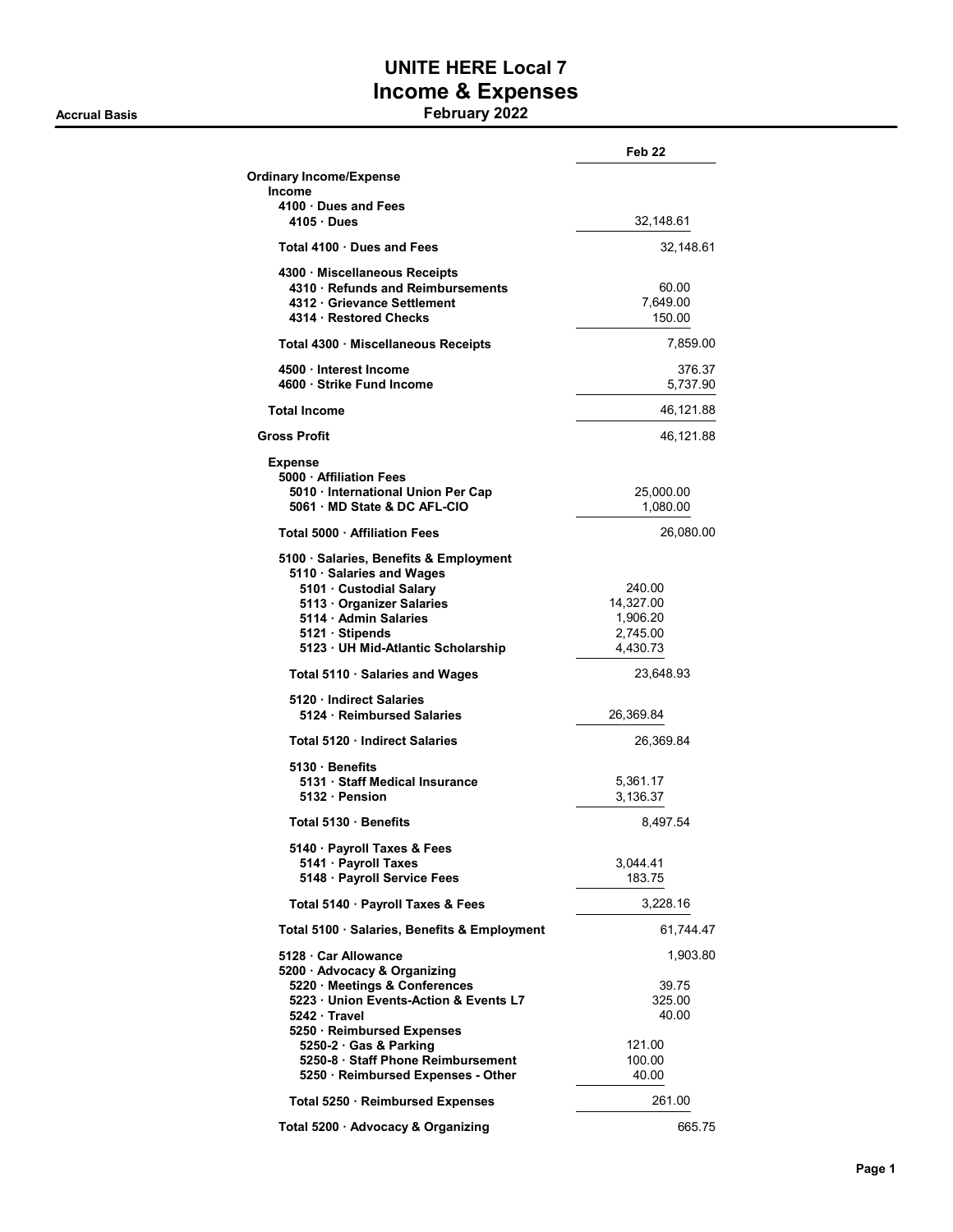# UNITE HERE Local 7
## Income & Expenses
### February 2022

**Accrual Basis**

| | | Feb 22 |
|---|---|---|
| **Ordinary Income/Expense** | | |
| **Income** | | |
| **4100 · Dues and Fees** | | |
| **4105 · Dues** | 32,148.61 | |
| **Total 4100 · Dues and Fees** | | 32,148.61 |
| **4300 · Miscellaneous Receipts** | | |
| **4310 · Refunds and Reimbursements** | 60.00 | |
| **4312 · Grievance Settlement** | 7,649.00 | |
| **4314 · Restored Checks** | 150.00 | |
| **Total 4300 · Miscellaneous Receipts** | | 7,859.00 |
| **4500 · Interest Income** | | 376.37 |
| **4600 · Strike Fund Income** | | 5,737.90 |
| **Total Income** | | 46,121.88 |
| **Gross Profit** | | 46,121.88 |
| **Expense** | | |
| **5000 · Affiliation Fees** | | |
| **5010 · International Union Per Cap** | 25,000.00 | |
| **5061 · MD State & DC AFL-CIO** | 1,080.00 | |
| **Total 5000 · Affiliation Fees** | | 26,080.00 |
| **5100 · Salaries, Benefits & Employment** | | |
| **5110 · Salaries and Wages** | | |
| **5101 · Custodial Salary** | 240.00 | |
| **5113 · Organizer Salaries** | 14,327.00 | |
| **5114 · Admin Salaries** | 1,906.20 | |
| **5121 · Stipends** | 2,745.00 | |
| **5123 · UH Mid-Atlantic Scholarship** | 4,430.73 | |
| **Total 5110 · Salaries and Wages** | 23,648.93 | |
| **5120 · Indirect Salaries** | | |
| **5124 · Reimbursed Salaries** | 26,369.84 | |
| **Total 5120 · Indirect Salaries** | 26,369.84 | |
| **5130 · Benefits** | | |
| **5131 · Staff Medical Insurance** | 5,361.17 | |
| **5132 · Pension** | 3,136.37 | |
| **Total 5130 · Benefits** | 8,497.54 | |
| **5140 · Payroll Taxes & Fees** | | |
| **5141 · Payroll Taxes** | 3,044.41 | |
| **5148 · Payroll Service Fees** | 183.75 | |
| **Total 5140 · Payroll Taxes & Fees** | 3,228.16 | |
| **Total 5100 · Salaries, Benefits & Employment** | | 61,744.47 |
| **5128 · Car Allowance** | | 1,903.80 |
| **5200 · Advocacy & Organizing** | | |
| **5220 · Meetings & Conferences** | 39.75 | |
| **5223 · Union Events-Action & Events L7** | 325.00 | |
| **5242 · Travel** | 40.00 | |
| **5250 · Reimbursed Expenses** | | |
| **5250-2 · Gas & Parking** | 121.00 | |
| **5250-8 · Staff Phone Reimbursement** | 100.00 | |
| **5250 · Reimbursed Expenses - Other** | 40.00 | |
| **Total 5250 · Reimbursed Expenses** | 261.00 | |
| **Total 5200 · Advocacy & Organizing** | | 665.75 |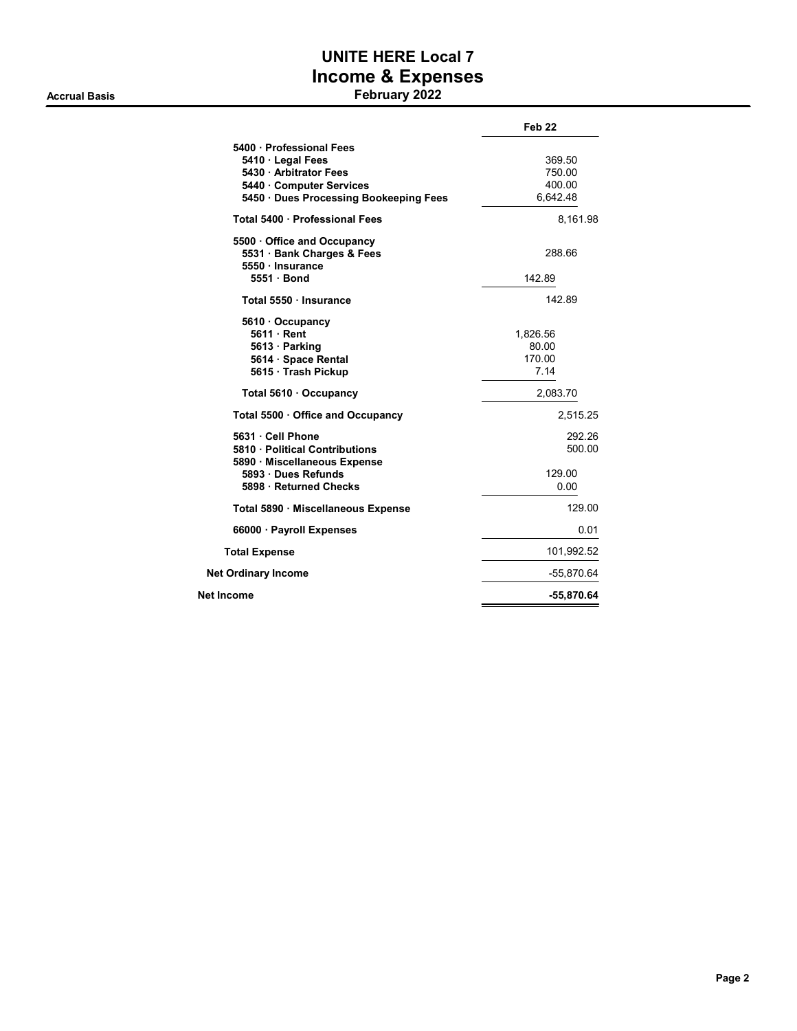# UNITE HERE Local 7
## Income & Expenses

**Accrual Basis** — **February 2022**

| | | Feb 22 |
|---|---|---|
| 5400 · Professional Fees | | |
| 5410 · Legal Fees | 369.50 | |
| 5430 · Arbitrator Fees | 750.00 | |
| 5440 · Computer Services | 400.00 | |
| 5450 · Dues Processing Bookeeping Fees | 6,642.48 | |
| Total 5400 · Professional Fees | | 8,161.98 |
| 5500 · Office and Occupancy | | |
| 5531 · Bank Charges & Fees | | 288.66 |
| 5550 · Insurance | | |
| 5551 · Bond | 142.89 | |
| Total 5550 · Insurance | | 142.89 |
| 5610 · Occupancy | | |
| 5611 · Rent | 1,826.56 | |
| 5613 · Parking | 80.00 | |
| 5614 · Space Rental | 170.00 | |
| 5615 · Trash Pickup | 7.14 | |
| Total 5610 · Occupancy | 2,083.70 | |
| Total 5500 · Office and Occupancy | | 2,515.25 |
| 5631 · Cell Phone | | 292.26 |
| 5810 · Political Contributions | | 500.00 |
| 5890 · Miscellaneous Expense | | |
| 5893 · Dues Refunds | 129.00 | |
| 5898 · Returned Checks | 0.00 | |
| Total 5890 · Miscellaneous Expense | | 129.00 |
| 66000 · Payroll Expenses | | 0.01 |
| Total Expense | | 101,992.52 |
| Net Ordinary Income | | -55,870.64 |
| **Net Income** | | **-55,870.64** |